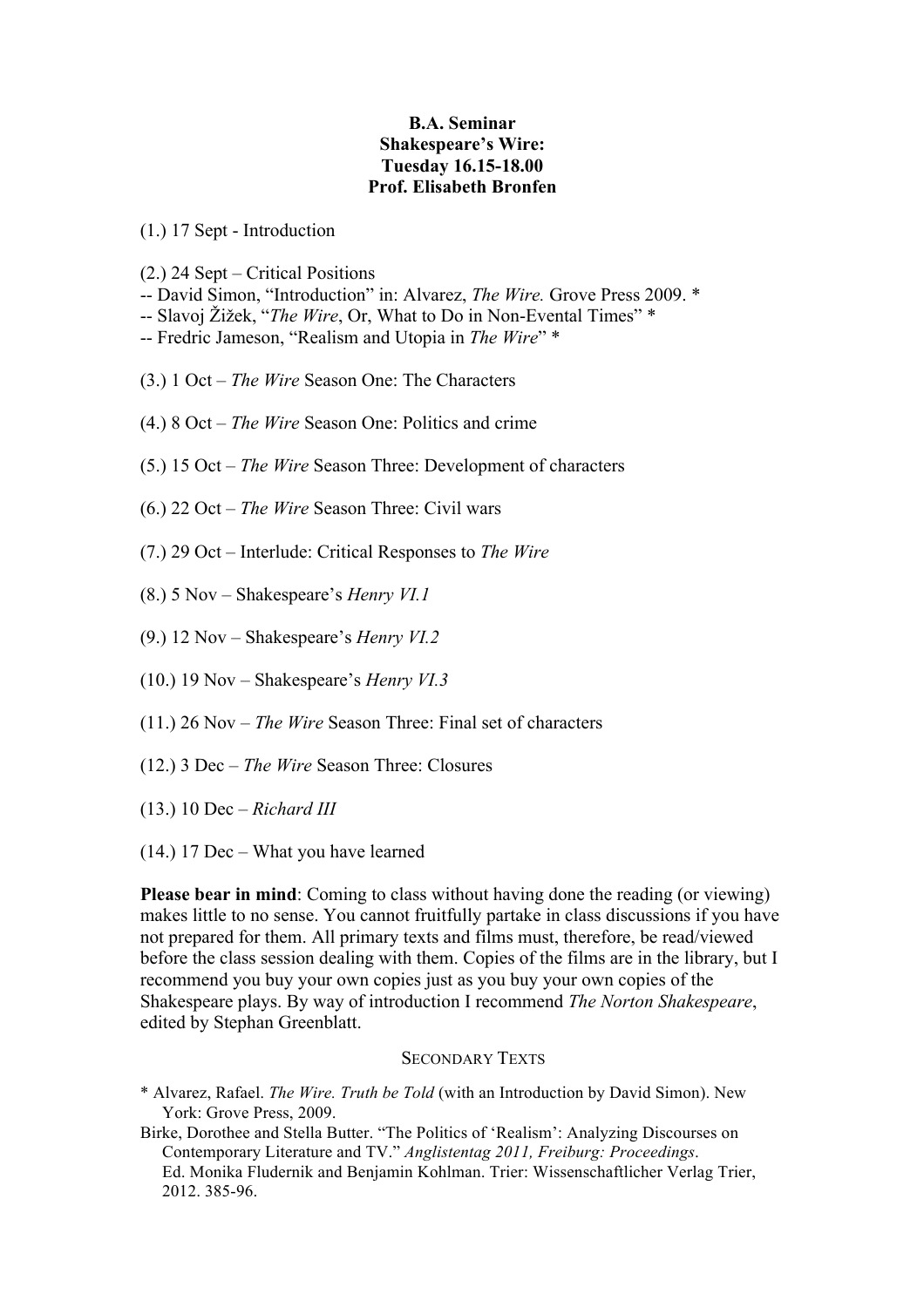**B.A. Seminar**
**Shakespeare's Wire:**
**Tuesday 16.15-18.00**
**Prof. Elisabeth Bronfen**

(1.) 17 Sept - Introduction

(2.) 24 Sept – Critical Positions
-- David Simon, "Introduction" in: Alvarez, *The Wire.* Grove Press 2009. *
-- Slavoj Žižek, "*The Wire*, Or, What to Do in Non-Evental Times" *
-- Fredric Jameson, "Realism and Utopia in *The Wire*" *

(3.) 1 Oct – *The Wire* Season One: The Characters

(4.) 8 Oct – *The Wire* Season One: Politics and crime

(5.) 15 Oct – *The Wire* Season Three: Development of characters

(6.) 22 Oct – *The Wire* Season Three: Civil wars

(7.) 29 Oct – Interlude: Critical Responses to *The Wire*

(8.) 5 Nov – Shakespeare's *Henry VI.1*

(9.) 12 Nov – Shakespeare's *Henry VI.2*

(10.) 19 Nov – Shakespeare's *Henry VI.3*

(11.) 26 Nov – *The Wire* Season Three: Final set of characters

(12.) 3 Dec – *The Wire* Season Three: Closures

(13.) 10 Dec – *Richard III*

(14.) 17 Dec – What you have learned

**Please bear in mind**: Coming to class without having done the reading (or viewing) makes little to no sense. You cannot fruitfully partake in class discussions if you have not prepared for them. All primary texts and films must, therefore, be read/viewed before the class session dealing with them. Copies of the films are in the library, but I recommend you buy your own copies just as you buy your own copies of the Shakespeare plays. By way of introduction I recommend *The Norton Shakespeare*, edited by Stephan Greenblatt.

## Secondary Texts

* Alvarez, Rafael. *The Wire. Truth be Told* (with an Introduction by David Simon). New York: Grove Press, 2009.

Birke, Dorothee and Stella Butter. "The Politics of 'Realism': Analyzing Discourses on Contemporary Literature and TV." *Anglistentag 2011, Freiburg: Proceedings*. Ed. Monika Fludernik and Benjamin Kohlman. Trier: Wissenschaftlicher Verlag Trier, 2012. 385-96.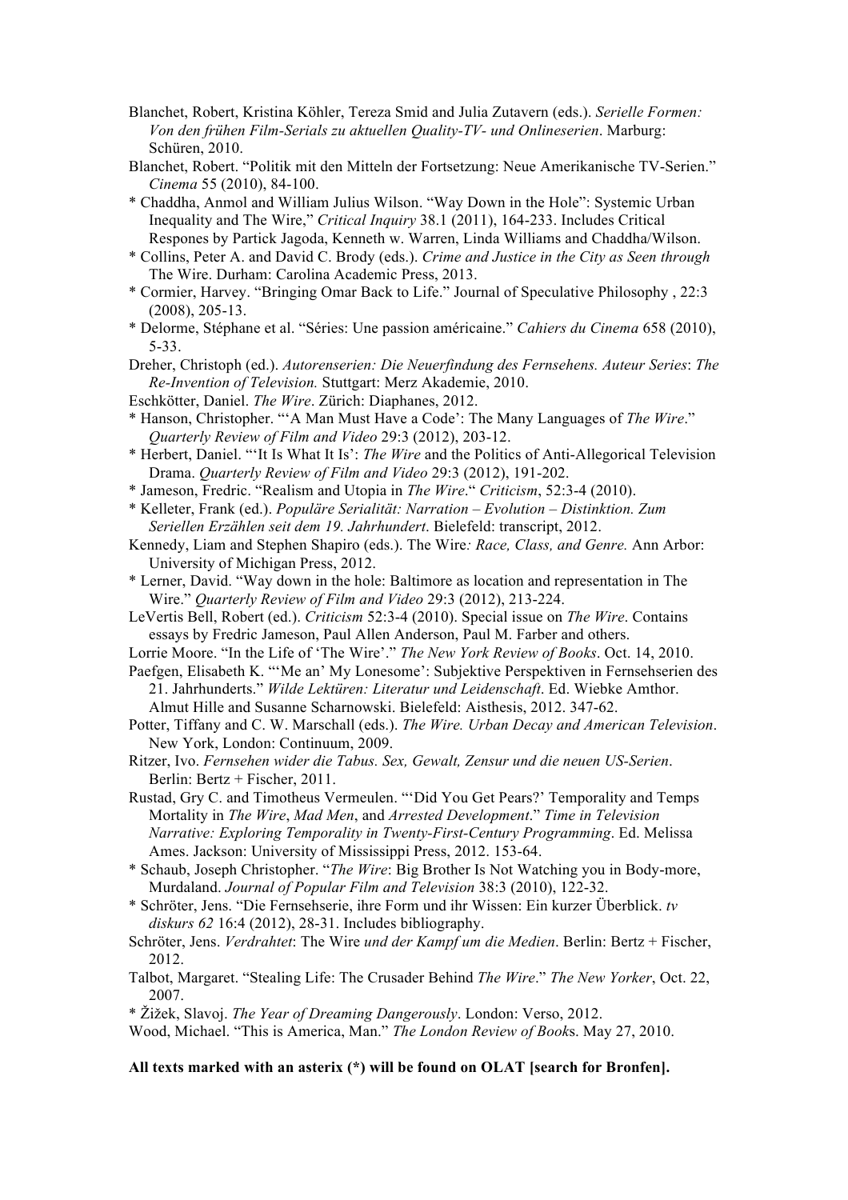Blanchet, Robert, Kristina Köhler, Tereza Smid and Julia Zutavern (eds.). *Serielle Formen: Von den frühen Film-Serials zu aktuellen Quality-TV- und Onlineserien*. Marburg: Schüren, 2010.

Blanchet, Robert. "Politik mit den Mitteln der Fortsetzung: Neue Amerikanische TV-Serien." *Cinema* 55 (2010), 84-100.

* Chaddha, Anmol and William Julius Wilson. "Way Down in the Hole": Systemic Urban Inequality and The Wire," *Critical Inquiry* 38.1 (2011), 164-233. Includes Critical Respones by Partick Jagoda, Kenneth w. Warren, Linda Williams and Chaddha/Wilson.

* Collins, Peter A. and David C. Brody (eds.). *Crime and Justice in the City as Seen through* The Wire. Durham: Carolina Academic Press, 2013.

* Cormier, Harvey. "Bringing Omar Back to Life." Journal of Speculative Philosophy , 22:3 (2008), 205-13.

* Delorme, Stéphane et al. "Séries: Une passion américaine." *Cahiers du Cinema* 658 (2010), 5-33.

Dreher, Christoph (ed.). *Autorenserien: Die Neuerfindung des Fernsehens. Auteur Series*: *The Re-Invention of Television.* Stuttgart: Merz Akademie, 2010.

Eschkötter, Daniel. *The Wire*. Zürich: Diaphanes, 2012.

* Hanson, Christopher. "'A Man Must Have a Code': The Many Languages of *The Wire*." *Quarterly Review of Film and Video* 29:3 (2012), 203-12.

* Herbert, Daniel. "'It Is What It Is': *The Wire* and the Politics of Anti-Allegorical Television Drama. *Quarterly Review of Film and Video* 29:3 (2012), 191-202.

* Jameson, Fredric. "Realism and Utopia in *The Wire*." *Criticism*, 52:3-4 (2010).

* Kelleter, Frank (ed.). *Populäre Serialität: Narration – Evolution – Distinktion. Zum Seriellen Erzählen seit dem 19. Jahrhundert*. Bielefeld: transcript, 2012.

Kennedy, Liam and Stephen Shapiro (eds.). The Wire*: Race, Class, and Genre.* Ann Arbor: University of Michigan Press, 2012.

* Lerner, David. "Way down in the hole: Baltimore as location and representation in The Wire." *Quarterly Review of Film and Video* 29:3 (2012), 213-224.

LeVertis Bell, Robert (ed.). *Criticism* 52:3-4 (2010). Special issue on *The Wire*. Contains essays by Fredric Jameson, Paul Allen Anderson, Paul M. Farber and others.

Lorrie Moore. "In the Life of 'The Wire'." *The New York Review of Books*. Oct. 14, 2010.

Paefgen, Elisabeth K. "'Me an' My Lonesome': Subjektive Perspektiven in Fernsehserien des 21. Jahrhunderts." *Wilde Lektüren: Literatur und Leidenschaft*. Ed. Wiebke Amthor. Almut Hille and Susanne Scharnowski. Bielefeld: Aisthesis, 2012. 347-62.

Potter, Tiffany and C. W. Marschall (eds.). *The Wire. Urban Decay and American Television*. New York, London: Continuum, 2009.

Ritzer, Ivo. *Fernsehen wider die Tabus. Sex, Gewalt, Zensur und die neuen US-Serien*. Berlin: Bertz + Fischer, 2011.

Rustad, Gry C. and Timotheus Vermeulen. "'Did You Get Pears?' Temporality and Temps Mortality in *The Wire*, *Mad Men*, and *Arrested Development*." *Time in Television Narrative: Exploring Temporality in Twenty-First-Century Programming*. Ed. Melissa Ames. Jackson: University of Mississippi Press, 2012. 153-64.

* Schaub, Joseph Christopher. "*The Wire*: Big Brother Is Not Watching you in Body-more, Murdaland. *Journal of Popular Film and Television* 38:3 (2010), 122-32.

* Schröter, Jens. "Die Fernsehserie, ihre Form und ihr Wissen: Ein kurzer Überblick. *tv diskurs 62* 16:4 (2012), 28-31. Includes bibliography.

Schröter, Jens. *Verdrahtet*: The Wire *und der Kampf um die Medien*. Berlin: Bertz + Fischer, 2012.

Talbot, Margaret. "Stealing Life: The Crusader Behind *The Wire*." *The New Yorker*, Oct. 22, 2007.

* Žižek, Slavoj. *The Year of Dreaming Dangerously*. London: Verso, 2012.

Wood, Michael. "This is America, Man." *The London Review of Book*s. May 27, 2010.

**All texts marked with an asterix (*) will be found on OLAT [search for Bronfen].**